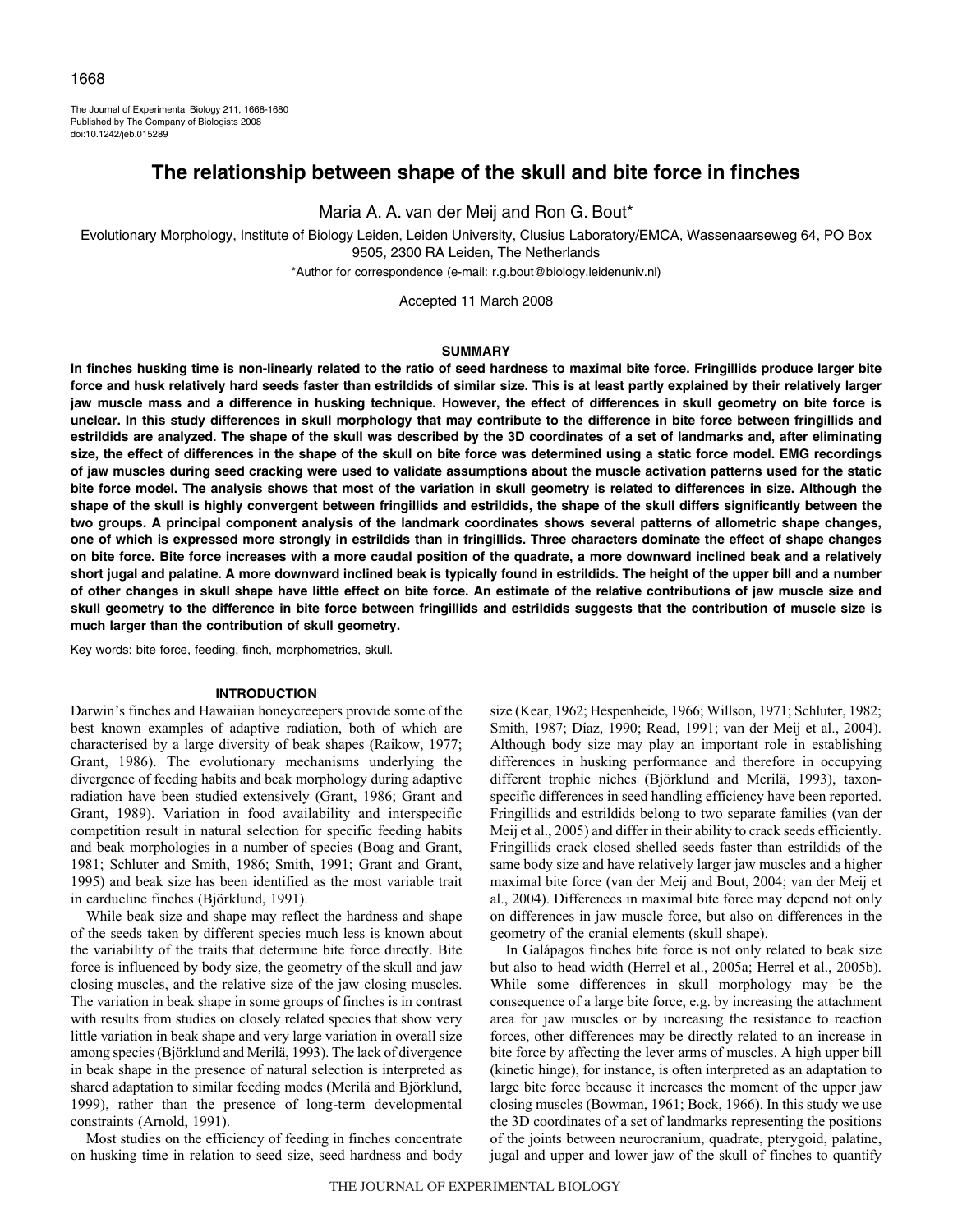# The relationship between shape of the skull and bite force in finches

Maria A. A. van der Meij and Ron G. Bout*

Evolutionary Morphology, Institute of Biology Leiden, Leiden University, Clusius Laboratory/EMCA, Wassenaarseweg 64, PO Box 9505, 2300 RA Leiden, The Netherlands

*Author for correspondence (e-mail: r.g.bout@biology.leidenuniv.nl)

Accepted 11 March 2008

## SUMMARY

**In finches husking time is non-linearly related to the ratio of seed hardness to maximal bite force. Fringillids produce larger bite force and husk relatively hard seeds faster than estrildids of similar size. This is at least partly explained by their relatively larger jaw muscle mass and a difference in husking technique. However, the effect of differences in skull geometry on bite force is unclear. In this study differences in skull morphology that may contribute to the difference in bite force between fringillids and estrildids are analyzed. The shape of the skull was described by the 3D coordinates of a set of landmarks and, after eliminating size, the effect of differences in the shape of the skull on bite force was determined using a static force model. EMG recordings of jaw muscles during seed cracking were used to validate assumptions about the muscle activation patterns used for the static bite force model. The analysis shows that most of the variation in skull geometry is related to differences in size. Although the shape of the skull is highly convergent between fringillids and estrildids, the shape of the skull differs significantly between the two groups. A principal component analysis of the landmark coordinates shows several patterns of allometric shape changes, one of which is expressed more strongly in estrildids than in fringillids. Three characters dominate the effect of shape changes on bite force. Bite force increases with a more caudal position of the quadrate, a more downward inclined beak and a relatively short jugal and palatine. A more downward inclined beak is typically found in estrildids. The height of the upper bill and a number of other changes in skull shape have little effect on bite force. An estimate of the relative contributions of jaw muscle size and skull geometry to the difference in bite force between fringillids and estrildids suggests that the contribution of muscle size is much larger than the contribution of skull geometry.**

Key words: bite force, feeding, finch, morphometrics, skull.

## INTRODUCTION

Darwin's finches and Hawaiian honeycreepers provide some of the best known examples of adaptive radiation, both of which are characterised by a large diversity of beak shapes (Raikow, 1977; Grant, 1986). The evolutionary mechanisms underlying the divergence of feeding habits and beak morphology during adaptive radiation have been studied extensively (Grant, 1986; Grant and Grant, 1989). Variation in food availability and interspecific competition result in natural selection for specific feeding habits and beak morphologies in a number of species (Boag and Grant, 1981; Schluter and Smith, 1986; Smith, 1991; Grant and Grant, 1995) and beak size has been identified as the most variable trait in cardueline finches (Björklund, 1991).

While beak size and shape may reflect the hardness and shape of the seeds taken by different species much less is known about the variability of the traits that determine bite force directly. Bite force is influenced by body size, the geometry of the skull and jaw closing muscles, and the relative size of the jaw closing muscles. The variation in beak shape in some groups of finches is in contrast with results from studies on closely related species that show very little variation in beak shape and very large variation in overall size among species (Björklund and Merilä, 1993). The lack of divergence in beak shape in the presence of natural selection is interpreted as shared adaptation to similar feeding modes (Merilä and Björklund, 1999), rather than the presence of long-term developmental constraints (Arnold, 1991).

Most studies on the efficiency of feeding in finches concentrate on husking time in relation to seed size, seed hardness and body size (Kear, 1962; Hespenheide, 1966; Willson, 1971; Schluter, 1982; Smith, 1987; Díaz, 1990; Read, 1991; van der Meij et al., 2004). Although body size may play an important role in establishing differences in husking performance and therefore in occupying different trophic niches (Björklund and Merilä, 1993), taxon-specific differences in seed handling efficiency have been reported. Fringillids and estrildids belong to two separate families (van der Meij et al., 2005) and differ in their ability to crack seeds efficiently. Fringillids crack closed shelled seeds faster than estrildids of the same body size and have relatively larger jaw muscles and a higher maximal bite force (van der Meij and Bout, 2004; van der Meij et al., 2004). Differences in maximal bite force may depend not only on differences in jaw muscle force, but also on differences in the geometry of the cranial elements (skull shape).

In Galápagos finches bite force is not only related to beak size but also to head width (Herrel et al., 2005a; Herrel et al., 2005b). While some differences in skull morphology may be the consequence of a large bite force, e.g. by increasing the attachment area for jaw muscles or by increasing the resistance to reaction forces, other differences may be directly related to an increase in bite force by affecting the lever arms of muscles. A high upper bill (kinetic hinge), for instance, is often interpreted as an adaptation to large bite force because it increases the moment of the upper jaw closing muscles (Bowman, 1961; Bock, 1966). In this study we use the 3D coordinates of a set of landmarks representing the positions of the joints between neurocranium, quadrate, pterygoid, palatine, jugal and upper and lower jaw of the skull of finches to quantify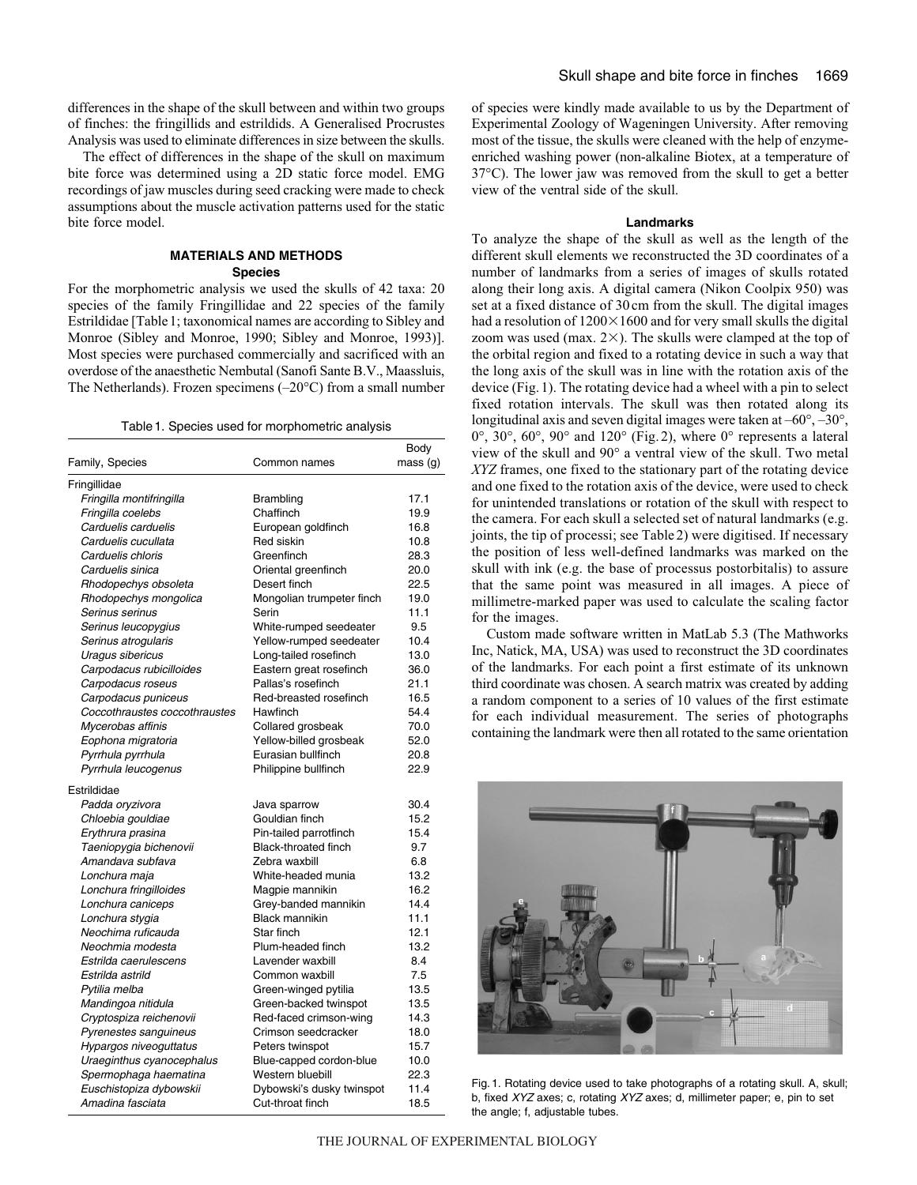differences in the shape of the skull between and within two groups of finches: the fringillids and estrildids. A Generalised Procrustes Analysis was used to eliminate differences in size between the skulls.

The effect of differences in the shape of the skull on maximum bite force was determined using a 2D static force model. EMG recordings of jaw muscles during seed cracking were made to check assumptions about the muscle activation patterns used for the static bite force model.

## MATERIALS AND METHODS

### Species

For the morphometric analysis we used the skulls of 42 taxa: 20 species of the family Fringillidae and 22 species of the family Estrildidae [Table 1; taxonomical names are according to Sibley and Monroe (Sibley and Monroe, 1990; Sibley and Monroe, 1993)]. Most species were purchased commercially and sacrificed with an overdose of the anaesthetic Nembutal (Sanofi Sante B.V., Maassluis, The Netherlands). Frozen specimens (–20°C) from a small number of species were kindly made available to us by the Department of Experimental Zoology of Wageningen University. After removing most of the tissue, the skulls were cleaned with the help of enzyme-enriched washing power (non-alkaline Biotex, at a temperature of 37°C). The lower jaw was removed from the skull to get a better view of the ventral side of the skull.

Table 1. Species used for morphometric analysis

| Family, Species | Common names | Body mass (g) |
|---|---|---|
| Fringillidae | | |
| *Fringilla montifringilla* | Brambling | 17.1 |
| *Fringilla coelebs* | Chaffinch | 19.9 |
| *Carduelis carduelis* | European goldfinch | 16.8 |
| *Carduelis cucullata* | Red siskin | 10.8 |
| *Carduelis chloris* | Greenfinch | 28.3 |
| *Carduelis sinica* | Oriental greenfinch | 20.0 |
| *Rhodopechys obsoleta* | Desert finch | 22.5 |
| *Rhodopechys mongolica* | Mongolian trumpeter finch | 19.0 |
| *Serinus serinus* | Serin | 11.1 |
| *Serinus leucopygius* | White-rumped seedeater | 9.5 |
| *Serinus atrogularis* | Yellow-rumped seedeater | 10.4 |
| *Uragus sibericus* | Long-tailed rosefinch | 13.0 |
| *Carpodacus rubicilloides* | Eastern great rosefinch | 36.0 |
| *Carpodacus roseus* | Pallas's rosefinch | 21.1 |
| *Carpodacus puniceus* | Red-breasted rosefinch | 16.5 |
| *Coccothraustes coccothraustes* | Hawfinch | 54.4 |
| *Mycerobas affinis* | Collared grosbeak | 70.0 |
| *Eophona migratoria* | Yellow-billed grosbeak | 52.0 |
| *Pyrrhula pyrrhula* | Eurasian bullfinch | 20.8 |
| *Pyrrhula leucogenus* | Philippine bullfinch | 22.9 |
| Estrildidae | | |
| *Padda oryzivora* | Java sparrow | 30.4 |
| *Chloebia gouldiae* | Gouldian finch | 15.2 |
| *Erythrura prasina* | Pin-tailed parrotfinch | 15.4 |
| *Taeniopygia bichenovii* | Black-throated finch | 9.7 |
| *Amandava subfava* | Zebra waxbill | 6.8 |
| *Lonchura maja* | White-headed munia | 13.2 |
| *Lonchura fringilloides* | Magpie mannikin | 16.2 |
| *Lonchura caniceps* | Grey-banded mannikin | 14.4 |
| *Lonchura stygia* | Black mannikin | 11.1 |
| *Neochima ruficauda* | Star finch | 12.1 |
| *Neochmia modesta* | Plum-headed finch | 13.2 |
| *Estrilda caerulescens* | Lavender waxbill | 8.4 |
| *Estrilda astrild* | Common waxbill | 7.5 |
| *Pytilia melba* | Green-winged pytilia | 13.5 |
| *Mandingoa nitidula* | Green-backed twinspot | 13.5 |
| *Cryptospiza reichenovii* | Red-faced crimson-wing | 14.3 |
| *Pyrenestes sanguineus* | Crimson seedcracker | 18.0 |
| *Hypargos niveoguttatus* | Peters twinspot | 15.7 |
| *Uraeginthus cyanocephalus* | Blue-capped cordon-blue | 10.0 |
| *Spermophaga haematina* | Western bluebill | 22.3 |
| *Euschistopiza dybowskii* | Dybowski's dusky twinspot | 11.4 |
| *Amadina fasciata* | Cut-throat finch | 18.5 |

### Landmarks

To analyze the shape of the skull as well as the length of the different skull elements we reconstructed the 3D coordinates of a number of landmarks from a series of images of skulls rotated along their long axis. A digital camera (Nikon Coolpix 950) was set at a fixed distance of 30 cm from the skull. The digital images had a resolution of 1200×1600 and for very small skulls the digital zoom was used (max. 2×). The skulls were clamped at the top of the orbital region and fixed to a rotating device in such a way that the long axis of the skull was in line with the rotation axis of the device (Fig. 1). The rotating device had a wheel with a pin to select fixed rotation intervals. The skull was then rotated along its longitudinal axis and seven digital images were taken at –60°, –30°, 0°, 30°, 60°, 90° and 120° (Fig. 2), where 0° represents a lateral view of the skull and 90° a ventral view of the skull. Two metal *XYZ* frames, one fixed to the stationary part of the rotating device and one fixed to the rotation axis of the device, were used to check for unintended translations or rotation of the skull with respect to the camera. For each skull a selected set of natural landmarks (e.g. joints, the tip of processi; see Table 2) were digitised. If necessary the position of less well-defined landmarks was marked on the skull with ink (e.g. the base of processus postorbitalis) to assure that the same point was measured in all images. A piece of millimetre-marked paper was used to calculate the scaling factor for the images.

Custom made software written in MatLab 5.3 (The Mathworks Inc, Natick, MA, USA) was used to reconstruct the 3D coordinates of the landmarks. For each point a first estimate of its unknown third coordinate was chosen. A search matrix was created by adding a random component to a series of 10 values of the first estimate for each individual measurement. The series of photographs containing the landmark were then all rotated to the same orientation

Fig. 1. Rotating device used to take photographs of a rotating skull. A, skull; b, fixed *XYZ* axes; c, rotating *XYZ* axes; d, millimeter paper; e, pin to set the angle; f, adjustable tubes.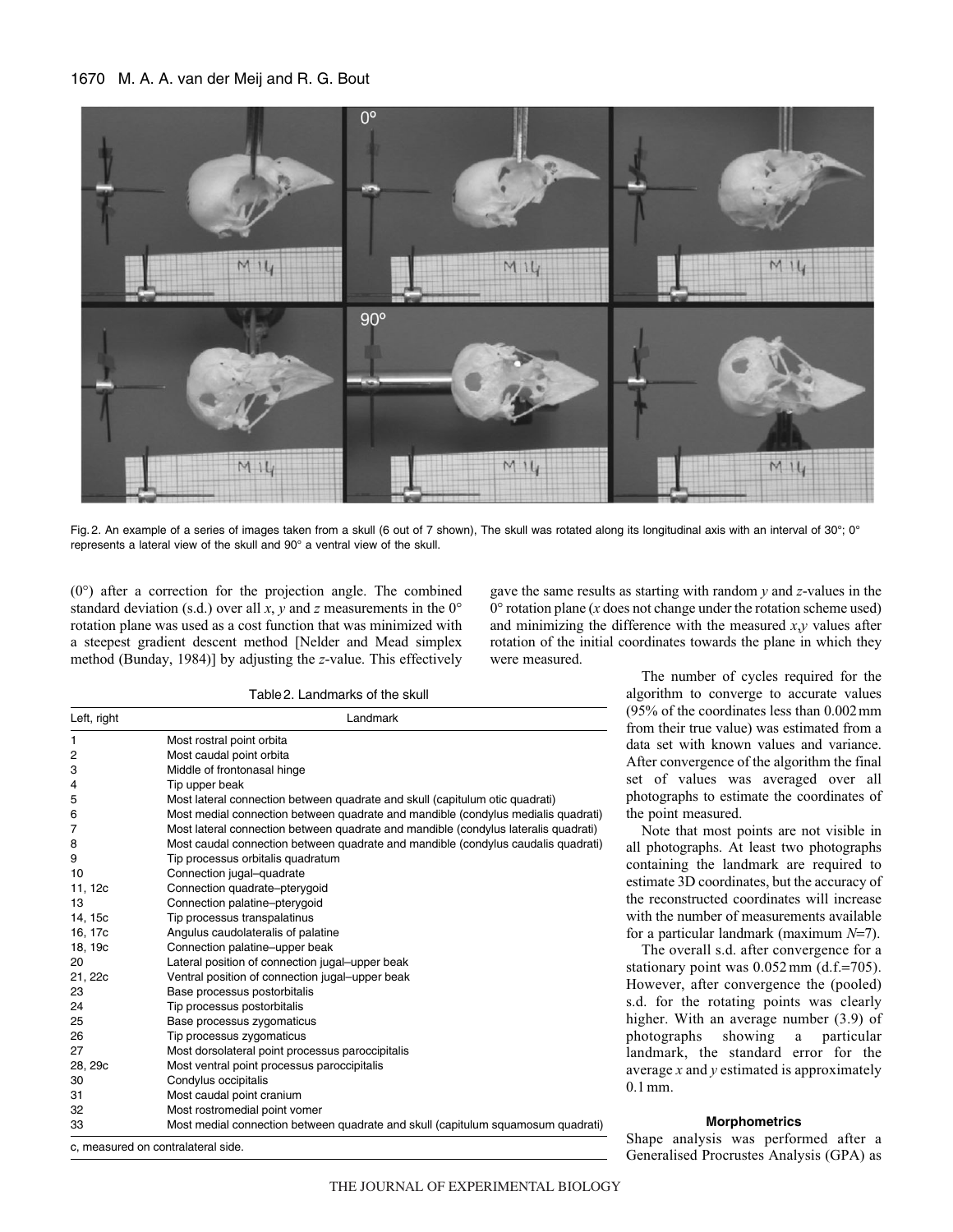Fig. 2. An example of a series of images taken from a skull (6 out of 7 shown), The skull was rotated along its longitudinal axis with an interval of 30°; 0° represents a lateral view of the skull and 90° a ventral view of the skull.

(0°) after a correction for the projection angle. The combined standard deviation (s.d.) over all *x*, *y* and *z* measurements in the 0° rotation plane was used as a cost function that was minimized with a steepest gradient descent method [Nelder and Mead simplex method (Bunday, 1984)] by adjusting the *z*-value. This effectively gave the same results as starting with random *y* and *z*-values in the 0° rotation plane (*x* does not change under the rotation scheme used) and minimizing the difference with the measured *x*,*y* values after rotation of the initial coordinates towards the plane in which they were measured.

Table 2. Landmarks of the skull

| Left, right | Landmark |
|---|---|
| 1 | Most rostral point orbita |
| 2 | Most caudal point orbita |
| 3 | Middle of frontonasal hinge |
| 4 | Tip upper beak |
| 5 | Most lateral connection between quadrate and skull (capitulum otic quadrati) |
| 6 | Most medial connection between quadrate and mandible (condylus medialis quadrati) |
| 7 | Most lateral connection between quadrate and mandible (condylus lateralis quadrati) |
| 8 | Most caudal connection between quadrate and mandible (condylus caudalis quadrati) |
| 9 | Tip processus orbitalis quadratum |
| 10 | Connection jugal–quadrate |
| 11, 12c | Connection quadrate–pterygoid |
| 13 | Connection palatine–pterygoid |
| 14, 15c | Tip processus transpalatinus |
| 16, 17c | Angulus caudolateralis of palatine |
| 18, 19c | Connection palatine–upper beak |
| 20 | Lateral position of connection jugal–upper beak |
| 21, 22c | Ventral position of connection jugal–upper beak |
| 23 | Base processus postorbitalis |
| 24 | Tip processus postorbitalis |
| 25 | Base processus zygomaticus |
| 26 | Tip processus zygomaticus |
| 27 | Most dorsolateral point processus paroccipitalis |
| 28, 29c | Most ventral point processus paroccipitalis |
| 30 | Condylus occipitalis |
| 31 | Most caudal point cranium |
| 32 | Most rostromedial point vomer |
| 33 | Most medial connection between quadrate and skull (capitulum squamosum quadrati) |

c, measured on contralateral side.

The number of cycles required for the algorithm to converge to accurate values (95% of the coordinates less than 0.002 mm from their true value) was estimated from a data set with known values and variance. After convergence of the algorithm the final set of values was averaged over all photographs to estimate the coordinates of the point measured.

Note that most points are not visible in all photographs. At least two photographs containing the landmark are required to estimate 3D coordinates, but the accuracy of the reconstructed coordinates will increase with the number of measurements available for a particular landmark (maximum $N$=7).

The overall s.d. after convergence for a stationary point was 0.052 mm (d.f.=705). However, after convergence the (pooled) s.d. for the rotating points was clearly higher. With an average number (3.9) of photographs showing a particular landmark, the standard error for the average *x* and *y* estimated is approximately 0.1 mm.

#### Morphometrics

Shape analysis was performed after a Generalised Procrustes Analysis (GPA) as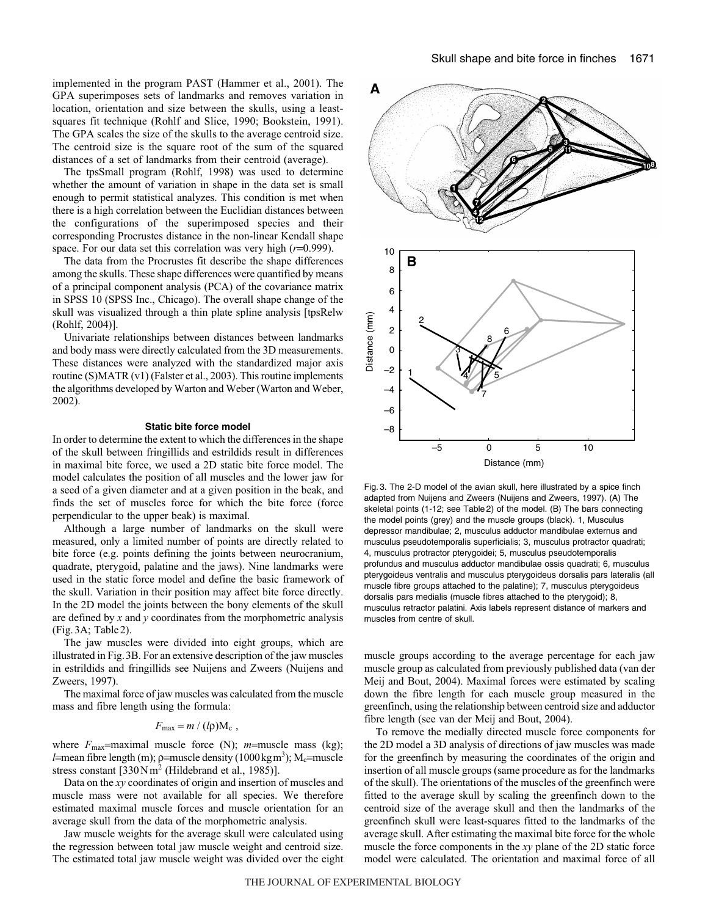implemented in the program PAST (Hammer et al., 2001). The GPA superimposes sets of landmarks and removes variation in location, orientation and size between the skulls, using a least-squares fit technique (Rohlf and Slice, 1990; Bookstein, 1991). The GPA scales the size of the skulls to the average centroid size. The centroid size is the square root of the sum of the squared distances of a set of landmarks from their centroid (average).

The tpsSmall program (Rohlf, 1998) was used to determine whether the amount of variation in shape in the data set is small enough to permit statistical analyzes. This condition is met when there is a high correlation between the Euclidian distances between the configurations of the superimposed species and their corresponding Procrustes distance in the non-linear Kendall shape space. For our data set this correlation was very high ($r$=0.999).

The data from the Procrustes fit describe the shape differences among the skulls. These shape differences were quantified by means of a principal component analysis (PCA) of the covariance matrix in SPSS 10 (SPSS Inc., Chicago). The overall shape change of the skull was visualized through a thin plate spline analysis [tpsRelw (Rohlf, 2004)].

Univariate relationships between distances between landmarks and body mass were directly calculated from the 3D measurements. These distances were analyzed with the standardized major axis routine (S)MATR (v1) (Falster et al., 2003). This routine implements the algorithms developed by Warton and Weber (Warton and Weber, 2002).

### Static bite force model

In order to determine the extent to which the differences in the shape of the skull between fringillids and estrildids result in differences in maximal bite force, we used a 2D static bite force model. The model calculates the position of all muscles and the lower jaw for a seed of a given diameter and at a given position in the beak, and finds the set of muscles force for which the bite force (force perpendicular to the upper beak) is maximal.

Although a large number of landmarks on the skull were measured, only a limited number of points are directly related to bite force (e.g. points defining the joints between neurocranium, quadrate, pterygoid, palatine and the jaws). Nine landmarks were used in the static force model and define the basic framework of the skull. Variation in their position may affect bite force directly. In the 2D model the joints between the bony elements of the skull are defined by $x$ and $y$ coordinates from the morphometric analysis (Fig. 3A; Table 2).

The jaw muscles were divided into eight groups, which are illustrated in Fig. 3B. For an extensive description of the jaw muscles in estrildids and fringillids see Nuijens and Zweers (Nuijens and Zweers, 1997).

The maximal force of jaw muscles was calculated from the muscle mass and fibre length using the formula:

$$F_{\max} = m / (l\rho)\mathrm{M_c} \ ,$$

where $F_{\max}$=maximal muscle force (N); $m$=muscle mass (kg); $l$=mean fibre length (m); $\rho$=muscle density (1000 kg m$^3$); $\mathrm{M_c}$=muscle stress constant [330 N m$^2$ (Hildebrand et al., 1985)].

Data on the $xy$ coordinates of origin and insertion of muscles and muscle mass were not available for all species. We therefore estimated maximal muscle forces and muscle orientation for an average skull from the data of the morphometric analysis.

Jaw muscle weights for the average skull were calculated using the regression between total jaw muscle weight and centroid size. The estimated total jaw muscle weight was divided over the eight muscle groups according to the average percentage for each jaw muscle group as calculated from previously published data (van der Meij and Bout, 2004). Maximal forces were estimated by scaling down the fibre length for each muscle group measured in the greenfinch, using the relationship between centroid size and adductor fibre length (see van der Meij and Bout, 2004).

To remove the medially directed muscle force components for the 2D model a 3D analysis of directions of jaw muscles was made for the greenfinch by measuring the coordinates of the origin and insertion of all muscle groups (same procedure as for the landmarks of the skull). The orientations of the muscles of the greenfinch were fitted to the average skull by scaling the greenfinch down to the centroid size of the average skull and then the landmarks of the greenfinch skull were least-squares fitted to the landmarks of the average skull. After estimating the maximal bite force for the whole muscle the force components in the $xy$ plane of the 2D static force model were calculated. The orientation and maximal force of all

Fig. 3. The 2-D model of the avian skull, here illustrated by a spice finch adapted from Nuijens and Zweers (Nuijens and Zweers, 1997). (A) The skeletal points (1-12; see Table 2) of the model. (B) The bars connecting the model points (grey) and the muscle groups (black). 1, Musculus depressor mandibulae; 2, musculus adductor mandibulae externus and musculus pseudotemporalis superficialis; 3, musculus protractor quadrati; 4, musculus protractor pterygoidei; 5, musculus pseudotemporalis profundus and musculus adductor mandibulae ossis quadrati; 6, musculus pterygoideus ventralis and musculus pterygoideus dorsalis pars lateralis (all muscle fibre groups attached to the palatine); 7, musculus pterygoideus dorsalis pars medialis (muscle fibres attached to the pterygoid); 8, musculus retractor palatini. Axis labels represent distance of markers and muscles from centre of skull.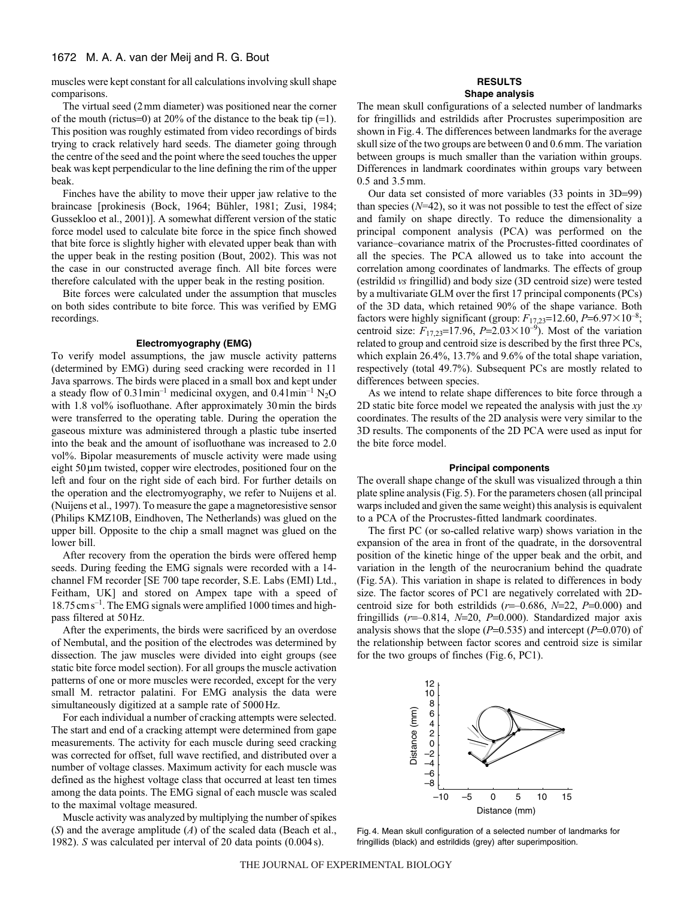muscles were kept constant for all calculations involving skull shape comparisons.

The virtual seed (2 mm diameter) was positioned near the corner of the mouth (rictus=0) at 20% of the distance to the beak tip (=1). This position was roughly estimated from video recordings of birds trying to crack relatively hard seeds. The diameter going through the centre of the seed and the point where the seed touches the upper beak was kept perpendicular to the line defining the rim of the upper beak.

Finches have the ability to move their upper jaw relative to the braincase [prokinesis (Bock, 1964; Bühler, 1981; Zusi, 1984; Gussekloo et al., 2001)]. A somewhat different version of the static force model used to calculate bite force in the spice finch showed that bite force is slightly higher with elevated upper beak than with the upper beak in the resting position (Bout, 2002). This was not the case in our constructed average finch. All bite forces were therefore calculated with the upper beak in the resting position.

Bite forces were calculated under the assumption that muscles on both sides contribute to bite force. This was verified by EMG recordings.

### Electromyography (EMG)

To verify model assumptions, the jaw muscle activity patterns (determined by EMG) during seed cracking were recorded in 11 Java sparrows. The birds were placed in a small box and kept under a steady flow of 0.3 l min$^{-1}$ medicinal oxygen, and 0.4 l min$^{-1}$ $N_2O$ with 1.8 vol% isofluothane. After approximately 30 min the birds were transferred to the operating table. During the operation the gaseous mixture was administered through a plastic tube inserted into the beak and the amount of isofluothane was increased to 2.0 vol%. Bipolar measurements of muscle activity were made using eight 50 μm twisted, copper wire electrodes, positioned four on the left and four on the right side of each bird. For further details on the operation and the electromyography, we refer to Nuijens et al. (Nuijens et al., 1997). To measure the gape a magnetoresistive sensor (Philips KMZ10B, Eindhoven, The Netherlands) was glued on the upper bill. Opposite to the chip a small magnet was glued on the lower bill.

After recovery from the operation the birds were offered hemp seeds. During feeding the EMG signals were recorded with a 14-channel FM recorder [SE 700 tape recorder, S.E. Labs (EMI) Ltd., Feitham, UK] and stored on Ampex tape with a speed of 18.75 cm s$^{-1}$. The EMG signals were amplified 1000 times and high-pass filtered at 50 Hz.

After the experiments, the birds were sacrificed by an overdose of Nembutal, and the position of the electrodes was determined by dissection. The jaw muscles were divided into eight groups (see static bite force model section). For all groups the muscle activation patterns of one or more muscles were recorded, except for the very small M. retractor palatini. For EMG analysis the data were simultaneously digitized at a sample rate of 5000 Hz.

For each individual a number of cracking attempts were selected. The start and end of a cracking attempt were determined from gape measurements. The activity for each muscle during seed cracking was corrected for offset, full wave rectified, and distributed over a number of voltage classes. Maximum activity for each muscle was defined as the highest voltage class that occurred at least ten times among the data points. The EMG signal of each muscle was scaled to the maximal voltage measured.

Muscle activity was analyzed by multiplying the number of spikes ($S$) and the average amplitude ($A$) of the scaled data (Beach et al., 1982). $S$ was calculated per interval of 20 data points (0.004 s).

## RESULTS

### Shape analysis

The mean skull configurations of a selected number of landmarks for fringillids and estrildids after Procrustes superimposition are shown in Fig. 4. The differences between landmarks for the average skull size of the two groups are between 0 and 0.6 mm. The variation between groups is much smaller than the variation within groups. Differences in landmark coordinates within groups vary between 0.5 and 3.5 mm.

Our data set consisted of more variables (33 points in 3D=99) than species ($N$=42), so it was not possible to test the effect of size and family on shape directly. To reduce the dimensionality a principal component analysis (PCA) was performed on the variance–covariance matrix of the Procrustes-fitted coordinates of all the species. The PCA allowed us to take into account the correlation among coordinates of landmarks. The effects of group (estrildid *vs* fringillid) and body size (3D centroid size) were tested by a multivariate GLM over the first 17 principal components (PCs) of the 3D data, which retained 90% of the shape variance. Both factors were highly significant (group: $F_{17,23}$=12.60, $P$=6.97×10$^{-8}$; centroid size: $F_{17,23}$=17.96, $P$=2.03×10$^{-9}$). Most of the variation related to group and centroid size is described by the first three PCs, which explain 26.4%, 13.7% and 9.6% of the total shape variation, respectively (total 49.7%). Subsequent PCs are mostly related to differences between species.

As we intend to relate shape differences to bite force through a 2D static bite force model we repeated the analysis with just the *xy* coordinates. The results of the 2D analysis were very similar to the 3D results. The components of the 2D PCA were used as input for the bite force model.

### Principal components

The overall shape change of the skull was visualized through a thin plate spline analysis (Fig. 5). For the parameters chosen (all principal warps included and given the same weight) this analysis is equivalent to a PCA of the Procrustes-fitted landmark coordinates.

The first PC (or so-called relative warp) shows variation in the expansion of the area in front of the quadrate, in the dorsoventral position of the kinetic hinge of the upper beak and the orbit, and variation in the length of the neurocranium behind the quadrate (Fig. 5A). This variation in shape is related to differences in body size. The factor scores of PC1 are negatively correlated with 2D-centroid size for both estrildids ($r$=–0.686, $N$=22, $P$=0.000) and fringillids ($r$=–0.814, $N$=20, $P$=0.000). Standardized major axis analysis shows that the slope ($P$=0.535) and intercept ($P$=0.070) of the relationship between factor scores and centroid size is similar for the two groups of finches (Fig. 6, PC1).

Fig. 4. Mean skull configuration of a selected number of landmarks for fringillids (black) and estrildids (grey) after superimposition.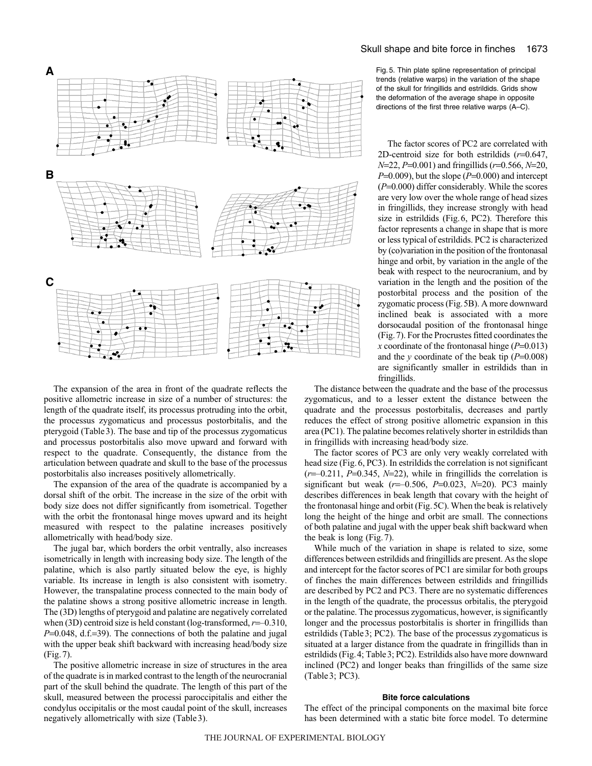Fig. 5. Thin plate spline representation of principal trends (relative warps) in the variation of the shape of the skull for fringillids and estrildids. Grids show the deformation of the average shape in opposite directions of the first three relative warps (A–C).

The expansion of the area in front of the quadrate reflects the positive allometric increase in size of a number of structures: the length of the quadrate itself, its processus protruding into the orbit, the processus zygomaticus and processus postorbitalis, and the pterygoid (Table 3). The base and tip of the processus zygomaticus and processus postorbitalis also move upward and forward with respect to the quadrate. Consequently, the distance from the articulation between quadrate and skull to the base of the processus postorbitalis also increases positively allometrically.

The expansion of the area of the quadrate is accompanied by a dorsal shift of the orbit. The increase in the size of the orbit with body size does not differ significantly from isometrical. Together with the orbit the frontonasal hinge moves upward and its height measured with respect to the palatine increases positively allometrically with head/body size.

The jugal bar, which borders the orbit ventrally, also increases isometrically in length with increasing body size. The length of the palatine, which is also partly situated below the eye, is highly variable. Its increase in length is also consistent with isometry. However, the transpalatine process connected to the main body of the palatine shows a strong positive allometric increase in length. The (3D) lengths of pterygoid and palatine are negatively correlated when (3D) centroid size is held constant (log-transformed, $r$=–0.310, $P$=0.048, d.f.=39). The connections of both the palatine and jugal with the upper beak shift backward with increasing head/body size (Fig. 7).

The positive allometric increase in size of structures in the area of the quadrate is in marked contrast to the length of the neurocranial part of the skull behind the quadrate. The length of this part of the skull, measured between the processi paroccipitalis and either the condylus occipitalis or the most caudal point of the skull, increases negatively allometrically with size (Table 3).

The factor scores of PC2 are correlated with 2D-centroid size for both estrildids ($r$=0.647, $N$=22, $P$=0.001) and fringillids ($r$=0.566, $N$=20, $P$=0.009), but the slope ($P$=0.000) and intercept ($P$=0.000) differ considerably. While the scores are very low over the whole range of head sizes in fringillids, they increase strongly with head size in estrildids (Fig. 6, PC2). Therefore this factor represents a change in shape that is more or less typical of estrildids. PC2 is characterized by (co)variation in the position of the frontonasal hinge and orbit, by variation in the angle of the beak with respect to the neurocranium, and by variation in the length and the position of the postorbital process and the position of the zygomatic process (Fig. 5B). A more downward inclined beak is associated with a more dorsocaudal position of the frontonasal hinge (Fig. 7). For the Procrustes fitted coordinates the $x$ coordinate of the frontonasal hinge ($P$=0.013) and the $y$ coordinate of the beak tip ($P$=0.008) are significantly smaller in estrildids than in fringillids.

The distance between the quadrate and the base of the processus zygomaticus, and to a lesser extent the distance between the quadrate and the processus postorbitalis, decreases and partly reduces the effect of strong positive allometric expansion in this area (PC1). The palatine becomes relatively shorter in estrildids than in fringillids with increasing head/body size.

The factor scores of PC3 are only very weakly correlated with head size (Fig. 6, PC3). In estrildids the correlation is not significant ($r$=–0.211, $P$=0.345, $N$=22), while in fringillids the correlation is significant but weak ($r$=–0.506, $P$=0.023, $N$=20). PC3 mainly describes differences in beak length that covary with the height of the frontonasal hinge and orbit (Fig. 5C). When the beak is relatively long the height of the hinge and orbit are small. The connections of both palatine and jugal with the upper beak shift backward when the beak is long (Fig. 7).

While much of the variation in shape is related to size, some differences between estrildids and fringillids are present. As the slope and intercept for the factor scores of PC1 are similar for both groups of finches the main differences between estrildids and fringillids are described by PC2 and PC3. There are no systematic differences in the length of the quadrate, the processus orbitalis, the pterygoid or the palatine. The processus zygomaticus, however, is significantly longer and the processus postorbitalis is shorter in fringillids than estrildids (Table 3; PC2). The base of the processus zygomaticus is situated at a larger distance from the quadrate in fringillids than in estrildids (Fig. 4; Table 3; PC2). Estrildids also have more downward inclined (PC2) and longer beaks than fringillids of the same size (Table 3; PC3).

### Bite force calculations

The effect of the principal components on the maximal bite force has been determined with a static bite force model. To determine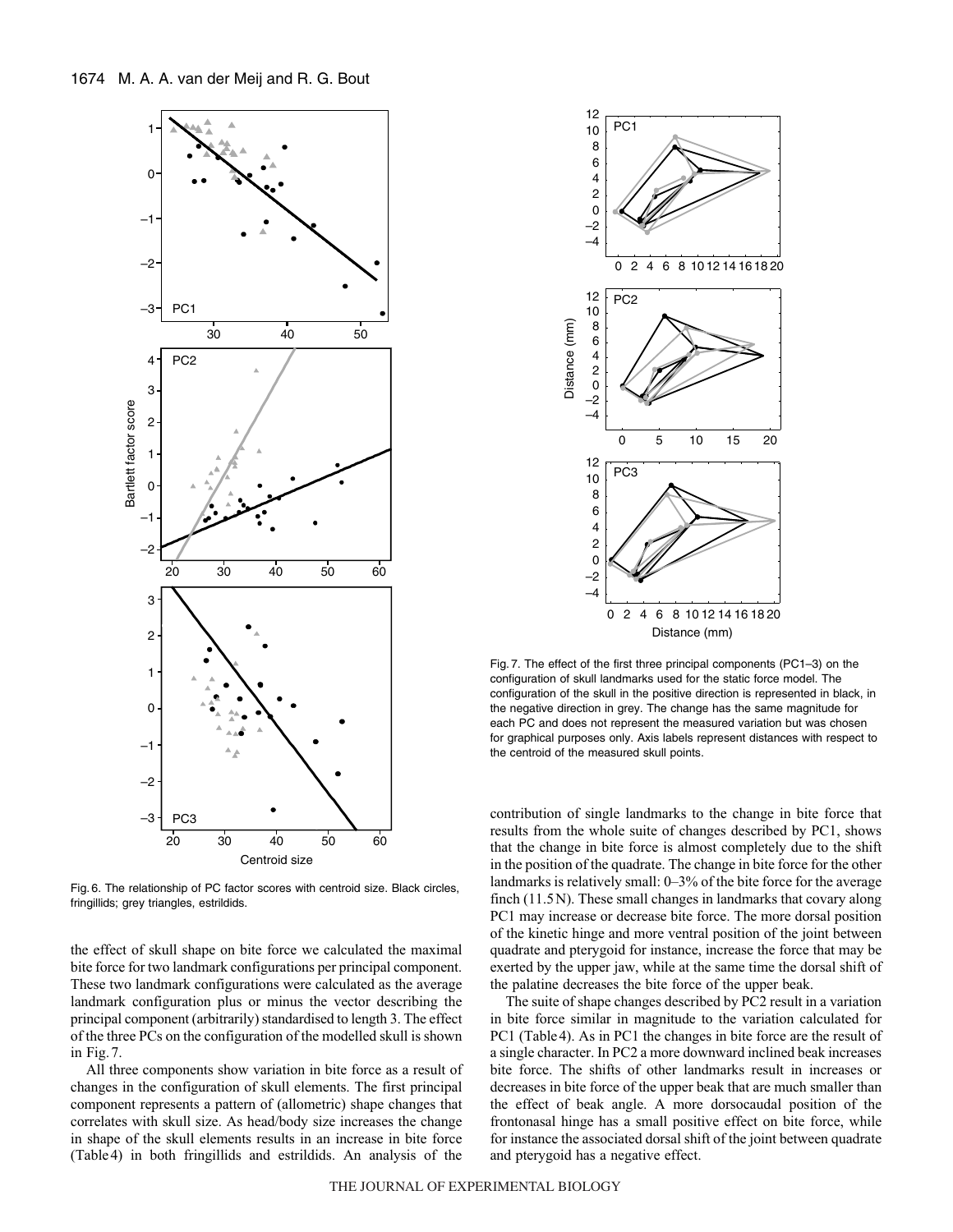Fig. 6. The relationship of PC factor scores with centroid size. Black circles, fringillids; grey triangles, estrildids.

Fig. 7. The effect of the first three principal components (PC1–3) on the configuration of skull landmarks used for the static force model. The configuration of the skull in the positive direction is represented in black, in the negative direction in grey. The change has the same magnitude for each PC and does not represent the measured variation but was chosen for graphical purposes only. Axis labels represent distances with respect to the centroid of the measured skull points.

the effect of skull shape on bite force we calculated the maximal bite force for two landmark configurations per principal component. These two landmark configurations were calculated as the average landmark configuration plus or minus the vector describing the principal component (arbitrarily) standardised to length 3. The effect of the three PCs on the configuration of the modelled skull is shown in Fig. 7.

All three components show variation in bite force as a result of changes in the configuration of skull elements. The first principal component represents a pattern of (allometric) shape changes that correlates with skull size. As head/body size increases the change in shape of the skull elements results in an increase in bite force (Table 4) in both fringillids and estrildids. An analysis of the contribution of single landmarks to the change in bite force that results from the whole suite of changes described by PC1, shows that the change in bite force is almost completely due to the shift in the position of the quadrate. The change in bite force for the other landmarks is relatively small: 0–3% of the bite force for the average finch (11.5 N). These small changes in landmarks that covary along PC1 may increase or decrease bite force. The more dorsal position of the kinetic hinge and more ventral position of the joint between quadrate and pterygoid for instance, increase the force that may be exerted by the upper jaw, while at the same time the dorsal shift of the palatine decreases the bite force of the upper beak.

The suite of shape changes described by PC2 result in a variation in bite force similar in magnitude to the variation calculated for PC1 (Table 4). As in PC1 the changes in bite force are the result of a single character. In PC2 a more downward inclined beak increases bite force. The shifts of other landmarks result in increases or decreases in bite force of the upper beak that are much smaller than the effect of beak angle. A more dorsocaudal position of the frontonasal hinge has a small positive effect on bite force, while for instance the associated dorsal shift of the joint between quadrate and pterygoid has a negative effect.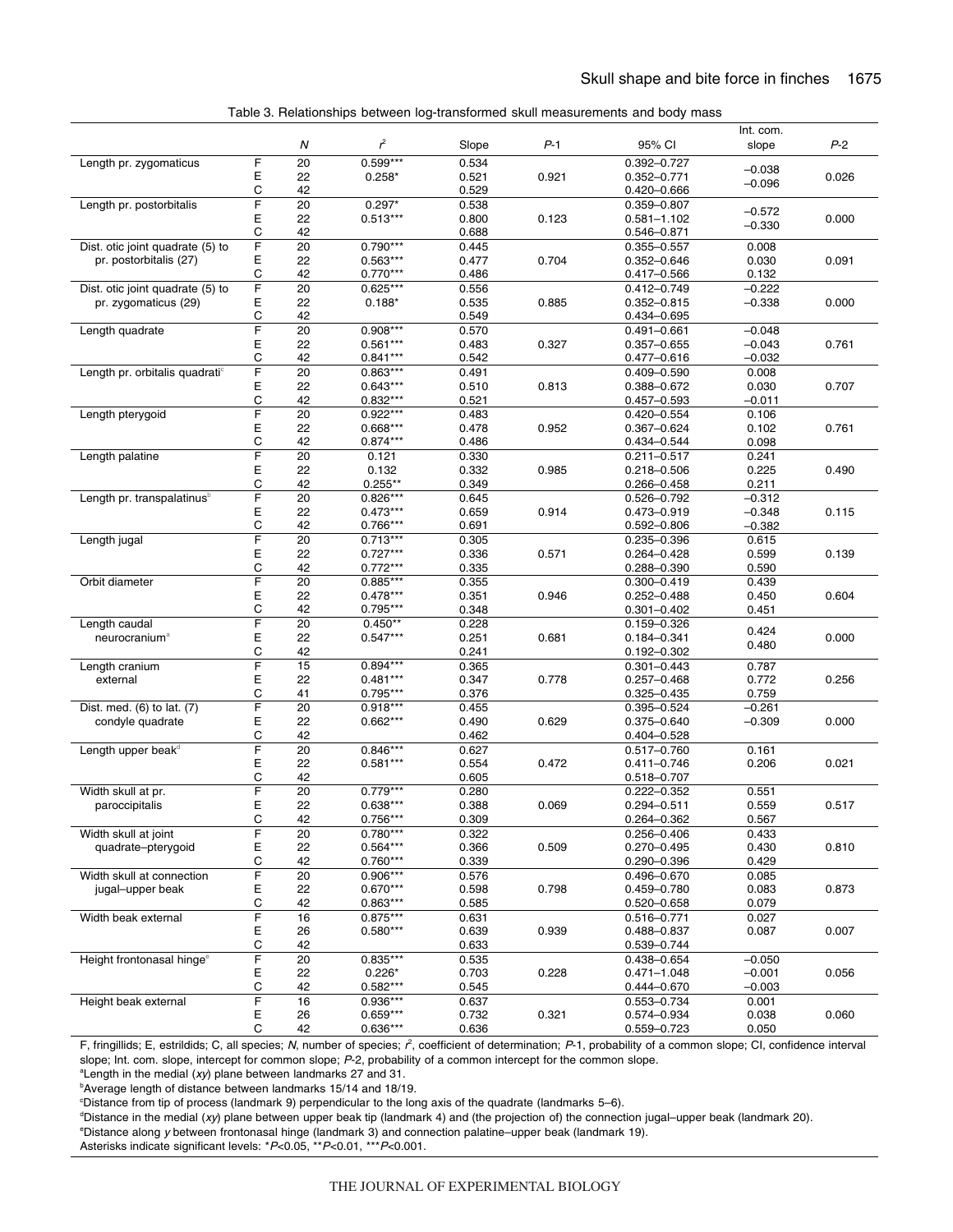Table 3. Relationships between log-transformed skull measurements and body mass

| | | $N$ | $r^2$ | Slope | $P$-1 | 95% CI | Int. com. slope | $P$-2 |
|---|---|---|---|---|---|---|---|---|
| Length pr. zygomaticus | F | 20 | 0.599*** | 0.534 | | 0.392–0.727 | –0.038 | |
| | E | 22 | 0.258* | 0.521 | 0.921 | 0.352–0.771 | –0.096 | 0.026 |
| | C | 42 | | 0.529 | | 0.420–0.666 | | |
| Length pr. postorbitalis | F | 20 | 0.297* | 0.538 | | 0.359–0.807 | –0.572 | |
| | E | 22 | 0.513*** | 0.800 | 0.123 | 0.581–1.102 | –0.330 | 0.000 |
| | C | 42 | | 0.688 | | 0.546–0.871 | | |
| Dist. otic joint quadrate (5) to pr. postorbitalis (27) | F | 20 | 0.790*** | 0.445 | | 0.355–0.557 | 0.008 | |
| | E | 22 | 0.563*** | 0.477 | 0.704 | 0.352–0.646 | 0.030 | 0.091 |
| | C | 42 | 0.770*** | 0.486 | | 0.417–0.566 | 0.132 | |
| Dist. otic joint quadrate (5) to pr. zygomaticus (29) | F | 20 | 0.625*** | 0.556 | | 0.412–0.749 | –0.222 | |
| | E | 22 | 0.188* | 0.535 | 0.885 | 0.352–0.815 | –0.338 | 0.000 |
| | C | 42 | | 0.549 | | 0.434–0.695 | | |
| Length quadrate | F | 20 | 0.908*** | 0.570 | | 0.491–0.661 | –0.048 | |
| | E | 22 | 0.561*** | 0.483 | 0.327 | 0.357–0.655 | –0.043 | 0.761 |
| | C | 42 | 0.841*** | 0.542 | | 0.477–0.616 | –0.032 | |
| Length pr. orbitalis quadrati[c] | F | 20 | 0.863*** | 0.491 | | 0.409–0.590 | 0.008 | |
| | E | 22 | 0.643*** | 0.510 | 0.813 | 0.388–0.672 | 0.030 | 0.707 |
| | C | 42 | 0.832*** | 0.521 | | 0.457–0.593 | –0.011 | |
| Length pterygoid | F | 20 | 0.922*** | 0.483 | | 0.420–0.554 | 0.106 | |
| | E | 22 | 0.668*** | 0.478 | 0.952 | 0.367–0.624 | 0.102 | 0.761 |
| | C | 42 | 0.874*** | 0.486 | | 0.434–0.544 | 0.098 | |
| Length palatine | F | 20 | 0.121 | 0.330 | | 0.211–0.517 | 0.241 | |
| | E | 22 | 0.132 | 0.332 | 0.985 | 0.218–0.506 | 0.225 | 0.490 |
| | C | 42 | 0.255** | 0.349 | | 0.266–0.458 | 0.211 | |
| Length pr. transpalatinus[b] | F | 20 | 0.826*** | 0.645 | | 0.526–0.792 | –0.312 | |
| | E | 22 | 0.473*** | 0.659 | 0.914 | 0.473–0.919 | –0.348 | 0.115 |
| | C | 42 | 0.766*** | 0.691 | | 0.592–0.806 | –0.382 | |
| Length jugal | F | 20 | 0.713*** | 0.305 | | 0.235–0.396 | 0.615 | |
| | E | 22 | 0.727*** | 0.336 | 0.571 | 0.264–0.428 | 0.599 | 0.139 |
| | C | 42 | 0.772*** | 0.335 | | 0.288–0.390 | 0.590 | |
| Orbit diameter | F | 20 | 0.885*** | 0.355 | | 0.300–0.419 | 0.439 | |
| | E | 22 | 0.478*** | 0.351 | 0.946 | 0.252–0.488 | 0.450 | 0.604 |
| | C | 42 | 0.795*** | 0.348 | | 0.301–0.402 | 0.451 | |
| Length caudal neurocranium[a] | F | 20 | 0.450** | 0.228 | | 0.159–0.326 | 0.424 | |
| | E | 22 | 0.547*** | 0.251 | 0.681 | 0.184–0.341 | 0.480 | 0.000 |
| | C | 42 | | 0.241 | | 0.192–0.302 | | |
| Length cranium external | F | 15 | 0.894*** | 0.365 | | 0.301–0.443 | 0.787 | |
| | E | 22 | 0.481*** | 0.347 | 0.778 | 0.257–0.468 | 0.772 | 0.256 |
| | C | 41 | 0.795*** | 0.376 | | 0.325–0.435 | 0.759 | |
| Dist. med. (6) to lat. (7) condyle quadrate | F | 20 | 0.918*** | 0.455 | | 0.395–0.524 | –0.261 | |
| | E | 22 | 0.662*** | 0.490 | 0.629 | 0.375–0.640 | –0.309 | 0.000 |
| | C | 42 | | 0.462 | | 0.404–0.528 | | |
| Length upper beak[d] | F | 20 | 0.846*** | 0.627 | | 0.517–0.760 | 0.161 | |
| | E | 22 | 0.581*** | 0.554 | 0.472 | 0.411–0.746 | 0.206 | 0.021 |
| | C | 42 | | 0.605 | | 0.518–0.707 | | |
| Width skull at pr. paroccipitalis | F | 20 | 0.779*** | 0.280 | | 0.222–0.352 | 0.551 | |
| | E | 22 | 0.638*** | 0.388 | 0.069 | 0.294–0.511 | 0.559 | 0.517 |
| | C | 42 | 0.756*** | 0.309 | | 0.264–0.362 | 0.567 | |
| Width skull at joint quadrate–pterygoid | F | 20 | 0.780*** | 0.322 | | 0.256–0.406 | 0.433 | |
| | E | 22 | 0.564*** | 0.366 | 0.509 | 0.270–0.495 | 0.430 | 0.810 |
| | C | 42 | 0.760*** | 0.339 | | 0.290–0.396 | 0.429 | |
| Width skull at connection jugal–upper beak | F | 20 | 0.906*** | 0.576 | | 0.496–0.670 | 0.085 | |
| | E | 22 | 0.670*** | 0.598 | 0.798 | 0.459–0.780 | 0.083 | 0.873 |
| | C | 42 | 0.863*** | 0.585 | | 0.520–0.658 | 0.079 | |
| Width beak external | F | 16 | 0.875*** | 0.631 | | 0.516–0.771 | 0.027 | |
| | E | 26 | 0.580*** | 0.639 | 0.939 | 0.488–0.837 | 0.087 | 0.007 |
| | C | 42 | | 0.633 | | 0.539–0.744 | | |
| Height frontonasal hinge[e] | F | 20 | 0.835*** | 0.535 | | 0.438–0.654 | –0.050 | |
| | E | 22 | 0.226* | 0.703 | 0.228 | 0.471–1.048 | –0.001 | 0.056 |
| | C | 42 | 0.582*** | 0.545 | | 0.444–0.670 | –0.003 | |
| Height beak external | F | 16 | 0.936*** | 0.637 | | 0.553–0.734 | 0.001 | |
| | E | 26 | 0.659*** | 0.732 | 0.321 | 0.574–0.934 | 0.038 | 0.060 |
| | C | 42 | 0.636*** | 0.636 | | 0.559–0.723 | 0.050 | |

F, fringillids; E, estrildids; C, all species; $N$, number of species; $r^2$, coefficient of determination; $P$-1, probability of a common slope; CI, confidence interval slope; Int. com. slope, intercept for common slope; $P$-2, probability of a common intercept for the common slope.

[a]Length in the medial ($xy$) plane between landmarks 27 and 31.

[b]Average length of distance between landmarks 15/14 and 18/19.

[c]Distance from tip of process (landmark 9) perpendicular to the long axis of the quadrate (landmarks 5–6).

[d]Distance in the medial ($xy$) plane between upper beak tip (landmark 4) and (the projection of) the connection jugal–upper beak (landmark 20).

[e]Distance along $y$ between frontonasal hinge (landmark 3) and connection palatine–upper beak (landmark 19).

Asterisks indicate significant levels: $^{*}P<0.05$, $^{**}P<0.01$, $^{***}P<0.001$.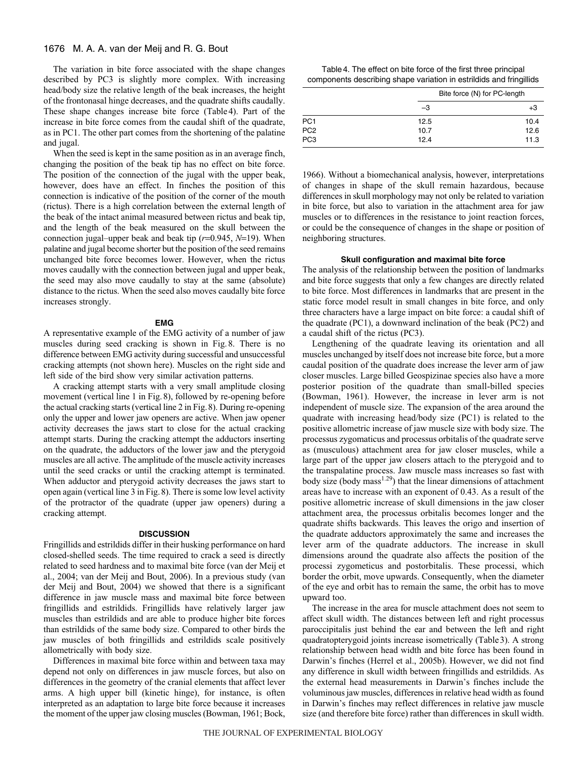The variation in bite force associated with the shape changes described by PC3 is slightly more complex. With increasing head/body size the relative length of the beak increases, the height of the frontonasal hinge decreases, and the quadrate shifts caudally. These shape changes increase bite force (Table 4). Part of the increase in bite force comes from the caudal shift of the quadrate, as in PC1. The other part comes from the shortening of the palatine and jugal.

When the seed is kept in the same position as in an average finch, changing the position of the beak tip has no effect on bite force. The position of the connection of the jugal with the upper beak, however, does have an effect. In finches the position of this connection is indicative of the position of the corner of the mouth (rictus). There is a high correlation between the external length of the beak of the intact animal measured between rictus and beak tip, and the length of the beak measured on the skull between the connection jugal–upper beak and beak tip ($r$=0.945, $N$=19). When palatine and jugal become shorter but the position of the seed remains unchanged bite force becomes lower. However, when the rictus moves caudally with the connection between jugal and upper beak, the seed may also move caudally to stay at the same (absolute) distance to the rictus. When the seed also moves caudally bite force increases strongly.

### EMG

A representative example of the EMG activity of a number of jaw muscles during seed cracking is shown in Fig. 8. There is no difference between EMG activity during successful and unsuccessful cracking attempts (not shown here). Muscles on the right side and left side of the bird show very similar activation patterns.

A cracking attempt starts with a very small amplitude closing movement (vertical line 1 in Fig. 8), followed by re-opening before the actual cracking starts (vertical line 2 in Fig. 8). During re-opening only the upper and lower jaw openers are active. When jaw opener activity decreases the jaws start to close for the actual cracking attempt starts. During the cracking attempt the adductors inserting on the quadrate, the adductors of the lower jaw and the pterygoid muscles are all active. The amplitude of the muscle activity increases until the seed cracks or until the cracking attempt is terminated. When adductor and pterygoid activity decreases the jaws start to open again (vertical line 3 in Fig. 8). There is some low level activity of the protractor of the quadrate (upper jaw openers) during a cracking attempt.

## DISCUSSION

Fringillids and estrildids differ in their husking performance on hard closed-shelled seeds. The time required to crack a seed is directly related to seed hardness and to maximal bite force (van der Meij et al., 2004; van der Meij and Bout, 2006). In a previous study (van der Meij and Bout, 2004) we showed that there is a significant difference in jaw muscle mass and maximal bite force between fringillids and estrildids. Fringillids have relatively larger jaw muscles than estrildids and are able to produce higher bite forces than estrildids of the same body size. Compared to other birds the jaw muscles of both fringillids and estrildids scale positively allometrically with body size.

Differences in maximal bite force within and between taxa may depend not only on differences in jaw muscle forces, but also on differences in the geometry of the cranial elements that affect lever arms. A high upper bill (kinetic hinge), for instance, is often interpreted as an adaptation to large bite force because it increases the moment of the upper jaw closing muscles (Bowman, 1961; Bock, 1966). Without a biomechanical analysis, however, interpretations of changes in shape of the skull remain hazardous, because differences in skull morphology may not only be related to variation in bite force, but also to variation in the attachment area for jaw muscles or to differences in the resistance to joint reaction forces, or could be the consequence of changes in the shape or position of neighboring structures.

Table 4. The effect on bite force of the first three principal components describing shape variation in estrildids and fringillids

| | Bite force (N) for PC-length | |
|---|---|---|
| | –3 | +3 |
| PC1 | 12.5 | 10.4 |
| PC2 | 10.7 | 12.6 |
| PC3 | 12.4 | 11.3 |

### Skull configuration and maximal bite force

The analysis of the relationship between the position of landmarks and bite force suggests that only a few changes are directly related to bite force. Most differences in landmarks that are present in the static force model result in small changes in bite force, and only three characters have a large impact on bite force: a caudal shift of the quadrate (PC1), a downward inclination of the beak (PC2) and a caudal shift of the rictus (PC3).

Lengthening of the quadrate leaving its orientation and all muscles unchanged by itself does not increase bite force, but a more caudal position of the quadrate does increase the lever arm of jaw closer muscles. Large billed Geospizinae species also have a more posterior position of the quadrate than small-billed species (Bowman, 1961). However, the increase in lever arm is not independent of muscle size. The expansion of the area around the quadrate with increasing head/body size (PC1) is related to the positive allometric increase of jaw muscle size with body size. The processus zygomaticus and processus orbitalis of the quadrate serve as (musculous) attachment area for jaw closer muscles, while a large part of the upper jaw closers attach to the pterygoid and to the transpalatine process. Jaw muscle mass increases so fast with body size (body mass$^{1.29}$) that the linear dimensions of attachment areas have to increase with an exponent of 0.43. As a result of the positive allometric increase of skull dimensions in the jaw closer attachment area, the processus orbitalis becomes longer and the quadrate shifts backwards. This leaves the origo and insertion of the quadrate adductors approximately the same and increases the lever arm of the quadrate adductors. The increase in skull dimensions around the quadrate also affects the position of the processi zygometicus and postorbitalis. These processi, which border the orbit, move upwards. Consequently, when the diameter of the eye and orbit has to remain the same, the orbit has to move upward too.

The increase in the area for muscle attachment does not seem to affect skull width. The distances between left and right processus paroccipitalis just behind the ear and between the left and right quadratopterygoid joints increase isometrically (Table 3). A strong relationship between head width and bite force has been found in Darwin's finches (Herrel et al., 2005b). However, we did not find any difference in skull width between fringillids and estrildids. As the external head measurements in Darwin's finches include the voluminous jaw muscles, differences in relative head width as found in Darwin's finches may reflect differences in relative jaw muscle size (and therefore bite force) rather than differences in skull width.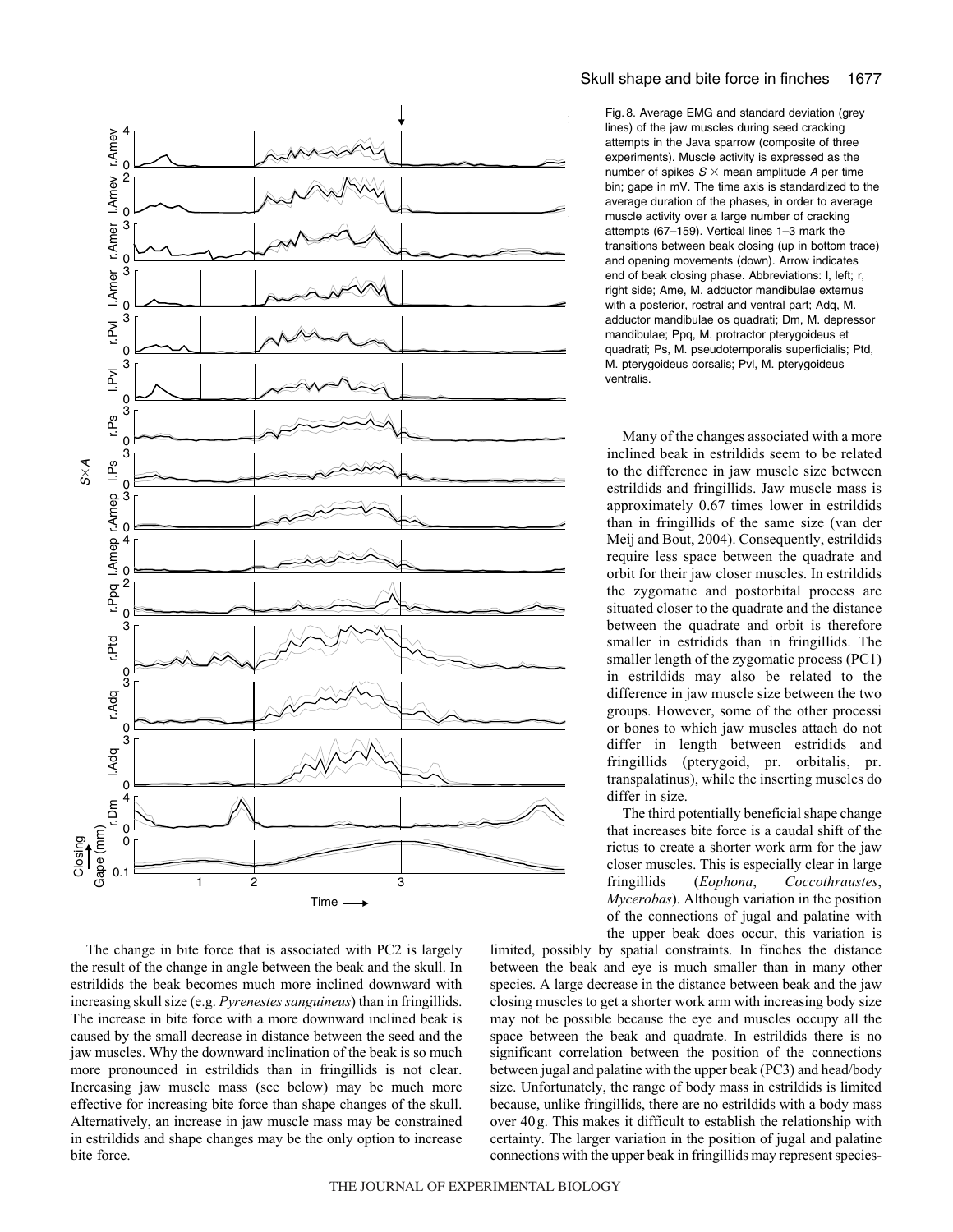Fig. 8. Average EMG and standard deviation (grey lines) of the jaw muscles during seed cracking attempts in the Java sparrow (composite of three experiments). Muscle activity is expressed as the number of spikes $S \times$ mean amplitude $A$ per time bin; gape in mV. The time axis is standardized to the average duration of the phases, in order to average muscle activity over a large number of cracking attempts (67–159). Vertical lines 1–3 mark the transitions between beak closing (up in bottom trace) and opening movements (down). Arrow indicates end of beak closing phase. Abbreviations: l, left; r, right side; Ame, M. adductor mandibulae externus with a posterior, rostral and ventral part; Adq, M. adductor mandibulae os quadrati; Dm, M. depressor mandibulae; Ppq, M. protractor pterygoideus et quadrati; Ps, M. pseudotemporalis superficialis; Ptd, M. pterygoideus dorsalis; Pvl, M. pterygoideus ventralis.

The change in bite force that is associated with PC2 is largely the result of the change in angle between the beak and the skull. In estrildids the beak becomes much more inclined downward with increasing skull size (e.g. *Pyrenestes sanguineus*) than in fringillids. The increase in bite force with a more downward inclined beak is caused by the small decrease in distance between the seed and the jaw muscles. Why the downward inclination of the beak is so much more pronounced in estrildids than in fringillids is not clear. Increasing jaw muscle mass (see below) may be much more effective for increasing bite force than shape changes of the skull. Alternatively, an increase in jaw muscle mass may be constrained in estrildids and shape changes may be the only option to increase bite force.

Many of the changes associated with a more inclined beak in estrildids seem to be related to the difference in jaw muscle size between estrildids and fringillids. Jaw muscle mass is approximately 0.67 times lower in estrildids than in fringillids of the same size (van der Meij and Bout, 2004). Consequently, estrildids require less space between the quadrate and orbit for their jaw closer muscles. In estrildids the zygomatic and postorbital process are situated closer to the quadrate and the distance between the quadrate and orbit is therefore smaller in estridids than in fringillids. The smaller length of the zygomatic process (PC1) in estrildids may also be related to the difference in jaw muscle size between the two groups. However, some of the other processi or bones to which jaw muscles attach do not differ in length between estridids and fringillids (pterygoid, pr. orbitalis, pr. transpalatinus), while the inserting muscles do differ in size.

The third potentially beneficial shape change that increases bite force is a caudal shift of the rictus to create a shorter work arm for the jaw closer muscles. This is especially clear in large fringillids (*Eophona*, *Coccothraustes*, *Mycerobas*). Although variation in the position of the connections of jugal and palatine with the upper beak does occur, this variation is limited, possibly by spatial constraints. In finches the distance between the beak and eye is much smaller than in many other species. A large decrease in the distance between beak and the jaw closing muscles to get a shorter work arm with increasing body size may not be possible because the eye and muscles occupy all the space between the beak and quadrate. In estrildids there is no significant correlation between the position of the connections between jugal and palatine with the upper beak (PC3) and head/body size. Unfortunately, the range of body mass in estrildids is limited because, unlike fringillids, there are no estrildids with a body mass over 40 g. This makes it difficult to establish the relationship with certainty. The larger variation in the position of jugal and palatine connections with the upper beak in fringillids may represent species-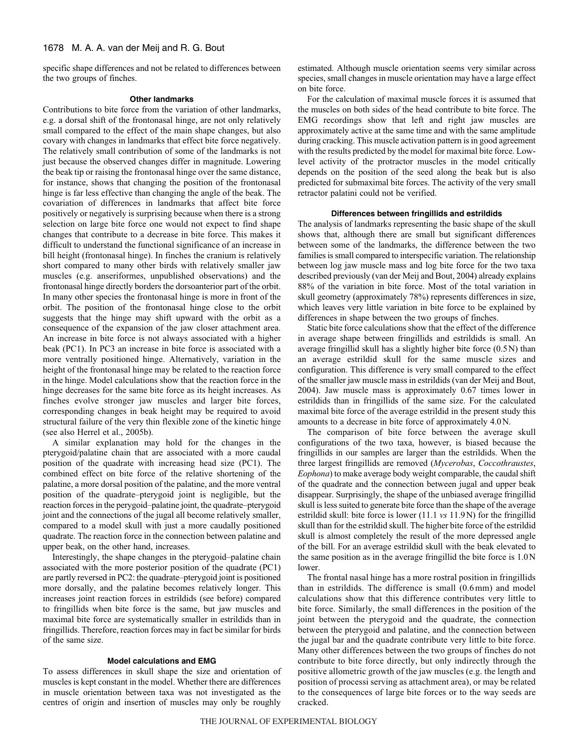specific shape differences and not be related to differences between the two groups of finches.

### Other landmarks

Contributions to bite force from the variation of other landmarks, e.g. a dorsal shift of the frontonasal hinge, are not only relatively small compared to the effect of the main shape changes, but also covary with changes in landmarks that effect bite force negatively. The relatively small contribution of some of the landmarks is not just because the observed changes differ in magnitude. Lowering the beak tip or raising the frontonasal hinge over the same distance, for instance, shows that changing the position of the frontonasal hinge is far less effective than changing the angle of the beak. The covariation of differences in landmarks that affect bite force positively or negatively is surprising because when there is a strong selection on large bite force one would not expect to find shape changes that contribute to a decrease in bite force. This makes it difficult to understand the functional significance of an increase in bill height (frontonasal hinge). In finches the cranium is relatively short compared to many other birds with relatively smaller jaw muscles (e.g. anseriformes, unpublished observations) and the frontonasal hinge directly borders the dorsoanterior part of the orbit. In many other species the frontonasal hinge is more in front of the orbit. The position of the frontonasal hinge close to the orbit suggests that the hinge may shift upward with the orbit as a consequence of the expansion of the jaw closer attachment area. An increase in bite force is not always associated with a higher beak (PC1). In PC3 an increase in bite force is associated with a more ventrally positioned hinge. Alternatively, variation in the height of the frontonasal hinge may be related to the reaction force in the hinge. Model calculations show that the reaction force in the hinge decreases for the same bite force as its height increases. As finches evolve stronger jaw muscles and larger bite forces, corresponding changes in beak height may be required to avoid structural failure of the very thin flexible zone of the kinetic hinge (see also Herrel et al., 2005b).

A similar explanation may hold for the changes in the pterygoid/palatine chain that are associated with a more caudal position of the quadrate with increasing head size (PC1). The combined effect on bite force of the relative shortening of the palatine, a more dorsal position of the palatine, and the more ventral position of the quadrate–pterygoid joint is negligible, but the reaction forces in the perygoid–palatine joint, the quadrate–pterygoid joint and the connections of the jugal all become relatively smaller, compared to a model skull with just a more caudally positioned quadrate. The reaction force in the connection between palatine and upper beak, on the other hand, increases.

Interestingly, the shape changes in the pterygoid–palatine chain associated with the more posterior position of the quadrate (PC1) are partly reversed in PC2: the quadrate–pterygoid joint is positioned more dorsally, and the palatine becomes relatively longer. This increases joint reaction forces in estrildids (see before) compared to fringillids when bite force is the same, but jaw muscles and maximal bite force are systematically smaller in estrildids than in fringillids. Therefore, reaction forces may in fact be similar for birds of the same size.

### Model calculations and EMG

To assess differences in skull shape the size and orientation of muscles is kept constant in the model. Whether there are differences in muscle orientation between taxa was not investigated as the centres of origin and insertion of muscles may only be roughly estimated. Although muscle orientation seems very similar across species, small changes in muscle orientation may have a large effect on bite force.

For the calculation of maximal muscle forces it is assumed that the muscles on both sides of the head contribute to bite force. The EMG recordings show that left and right jaw muscles are approximately active at the same time and with the same amplitude during cracking. This muscle activation pattern is in good agreement with the results predicted by the model for maximal bite force. Low-level activity of the protractor muscles in the model critically depends on the position of the seed along the beak but is also predicted for submaximal bite forces. The activity of the very small retractor palatini could not be verified.

### Differences between fringillids and estrildids

The analysis of landmarks representing the basic shape of the skull shows that, although there are small but significant differences between some of the landmarks, the difference between the two families is small compared to interspecific variation. The relationship between log jaw muscle mass and log bite force for the two taxa described previously (van der Meij and Bout, 2004) already explains 88% of the variation in bite force. Most of the total variation in skull geometry (approximately 78%) represents differences in size, which leaves very little variation in bite force to be explained by differences in shape between the two groups of finches.

Static bite force calculations show that the effect of the difference in average shape between fringillids and estrildids is small. An average fringillid skull has a slightly higher bite force (0.5 N) than an average estrildid skull for the same muscle sizes and configuration. This difference is very small compared to the effect of the smaller jaw muscle mass in estrildids (van der Meij and Bout, 2004). Jaw muscle mass is approximately 0.67 times lower in estrildids than in fringillids of the same size. For the calculated maximal bite force of the average estrildid in the present study this amounts to a decrease in bite force of approximately 4.0 N.

The comparison of bite force between the average skull configurations of the two taxa, however, is biased because the fringillids in our samples are larger than the estrildids. When the three largest fringillids are removed (*Mycerobas*, *Coccothraustes*, *Eophona*) to make average body weight comparable, the caudal shift of the quadrate and the connection between jugal and upper beak disappear. Surprisingly, the shape of the unbiased average fringillid skull is less suited to generate bite force than the shape of the average estrildid skull: bite force is lower (11.1 *vs* 11.9 N) for the fringillid skull than for the estrildid skull. The higher bite force of the estrildid skull is almost completely the result of the more depressed angle of the bill. For an average estrildid skull with the beak elevated to the same position as in the average fringillid the bite force is 1.0 N lower.

The frontal nasal hinge has a more rostral position in fringillids than in estrildids. The difference is small (0.6 mm) and model calculations show that this difference contributes very little to bite force. Similarly, the small differences in the position of the joint between the pterygoid and the quadrate, the connection between the pterygoid and palatine, and the connection between the jugal bar and the quadrate contribute very little to bite force. Many other differences between the two groups of finches do not contribute to bite force directly, but only indirectly through the positive allometric growth of the jaw muscles (e.g. the length and position of processi serving as attachment area), or may be related to the consequences of large bite forces or to the way seeds are cracked.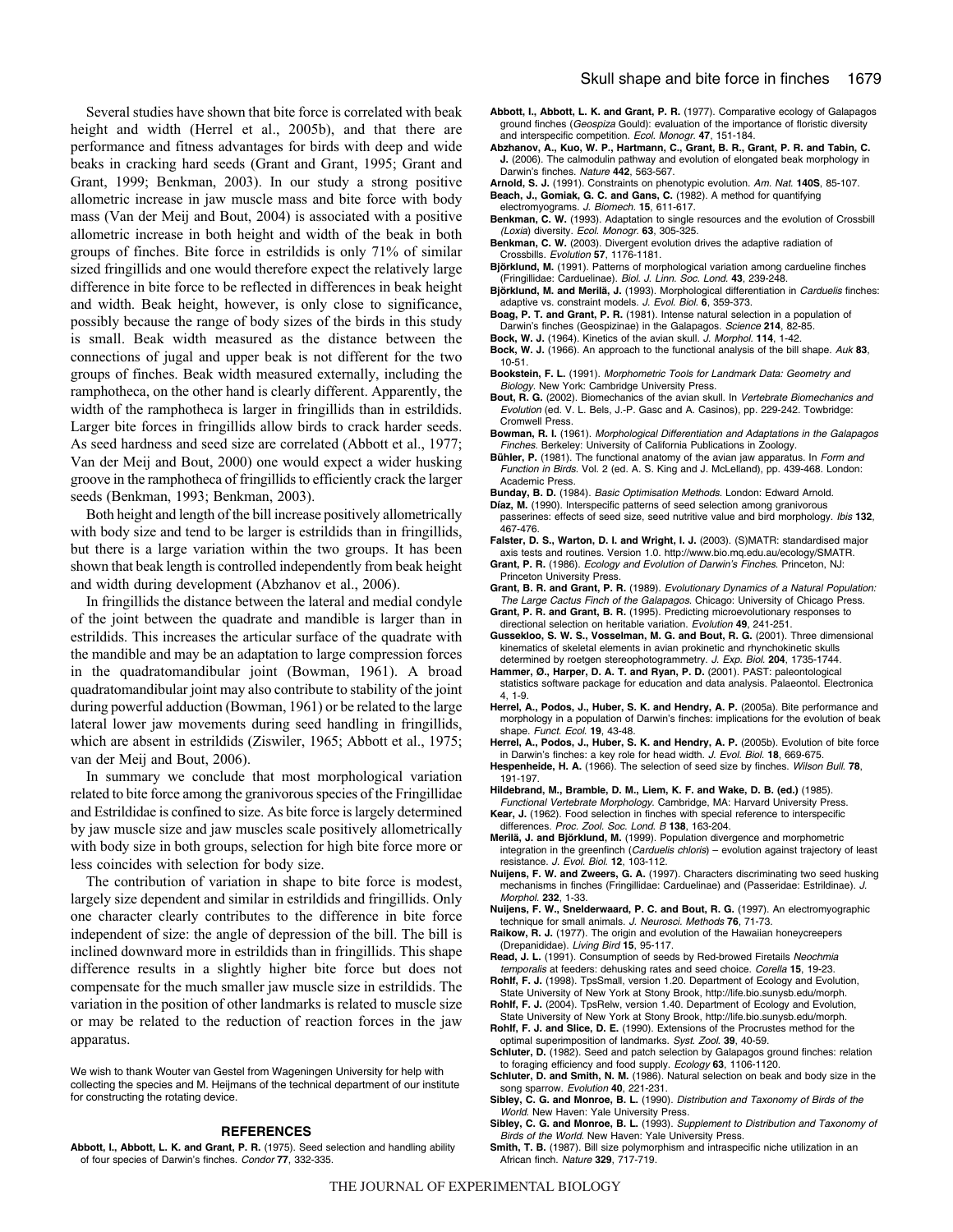Several studies have shown that bite force is correlated with beak height and width (Herrel et al., 2005b), and that there are performance and fitness advantages for birds with deep and wide beaks in cracking hard seeds (Grant and Grant, 1995; Grant and Grant, 1999; Benkman, 2003). In our study a strong positive allometric increase in jaw muscle mass and bite force with body mass (Van der Meij and Bout, 2004) is associated with a positive allometric increase in both height and width of the beak in both groups of finches. Bite force in estrildids is only 71% of similar sized fringillids and one would therefore expect the relatively large difference in bite force to be reflected in differences in beak height and width. Beak height, however, is only close to significance, possibly because the range of body sizes of the birds in this study is small. Beak width measured as the distance between the connections of jugal and upper beak is not different for the two groups of finches. Beak width measured externally, including the ramphotheca, on the other hand is clearly different. Apparently, the width of the ramphotheca is larger in fringillids than in estrildids. Larger bite forces in fringillids allow birds to crack harder seeds. As seed hardness and seed size are correlated (Abbott et al., 1977; Van der Meij and Bout, 2000) one would expect a wider husking groove in the ramphotheca of fringillids to efficiently crack the larger seeds (Benkman, 1993; Benkman, 2003).

Both height and length of the bill increase positively allometrically with body size and tend to be larger is estrildids than in fringillids, but there is a large variation within the two groups. It has been shown that beak length is controlled independently from beak height and width during development (Abzhanov et al., 2006).

In fringillids the distance between the lateral and medial condyle of the joint between the quadrate and mandible is larger than in estrildids. This increases the articular surface of the quadrate with the mandible and may be an adaptation to large compression forces in the quadratomandibular joint (Bowman, 1961). A broad quadratomandibular joint may also contribute to stability of the joint during powerful adduction (Bowman, 1961) or be related to the large lateral lower jaw movements during seed handling in fringillids, which are absent in estrildids (Ziswiler, 1965; Abbott et al., 1975; van der Meij and Bout, 2006).

In summary we conclude that most morphological variation related to bite force among the granivorous species of the Fringillidae and Estrildidae is confined to size. As bite force is largely determined by jaw muscle size and jaw muscles scale positively allometrically with body size in both groups, selection for high bite force more or less coincides with selection for body size.

The contribution of variation in shape to bite force is modest, largely size dependent and similar in estrildids and fringillids. Only one character clearly contributes to the difference in bite force independent of size: the angle of depression of the bill. The bill is inclined downward more in estrildids than in fringillids. This shape difference results in a slightly higher bite force but does not compensate for the much smaller jaw muscle size in estrildids. The variation in the position of other landmarks is related to muscle size or may be related to the reduction of reaction forces in the jaw apparatus.

We wish to thank Wouter van Gestel from Wageningen University for help with collecting the species and M. Heijmans of the technical department of our institute for constructing the rotating device.

## REFERENCES

**Abbott, I., Abbott, L. K. and Grant, P. R.** (1975). Seed selection and handling ability of four species of Darwin's finches. *Condor* **77**, 332-335.

**Abbott, I., Abbott, L. K. and Grant, P. R.** (1977). Comparative ecology of Galapagos ground finches (*Geospiza* Gould): evaluation of the importance of floristic diversity and interspecific competition. *Ecol. Monogr.* **47**, 151-184.

**Abzhanov, A., Kuo, W. P., Hartmann, C., Grant, B. R., Grant, P. R. and Tabin, C. J.** (2006). The calmodulin pathway and evolution of elongated beak morphology in Darwin's finches. *Nature* **442**, 563-567.

**Arnold, S. J.** (1991). Constraints on phenotypic evolution. *Am. Nat.* **140S**, 85-107.

**Beach, J., Gomiak, G. C. and Gans, C.** (1982). A method for quantifying electromyograms. *J. Biomech.* **15**, 611-617.

**Benkman, C. W.** (1993). Adaptation to single resources and the evolution of Crossbill (*Loxia*) diversity. *Ecol. Monogr.* **63**, 305-325.

**Benkman, C. W.** (2003). Divergent evolution drives the adaptive radiation of Crossbills. *Evolution* **57**, 1176-1181.

**Björklund, M.** (1991). Patterns of morphological variation among cardueline finches (Fringillidae: Carduelinae). *Biol. J. Linn. Soc. Lond.* **43**, 239-248.

**Björklund, M. and Merilä, J.** (1993). Morphological differentiation in *Carduelis* finches: adaptive vs. constraint models. *J. Evol. Biol.* **6**, 359-373.

**Boag, P. T. and Grant, P. R.** (1981). Intense natural selection in a population of Darwin's finches (Geospizinae) in the Galapagos. *Science* **214**, 82-85.

**Bock, W. J.** (1964). Kinetics of the avian skull. *J. Morphol.* **114**, 1-42.

**Bock, W. J.** (1966). An approach to the functional analysis of the bill shape. *Auk* **83**, 10-51.

**Bookstein, F. L.** (1991). *Morphometric Tools for Landmark Data: Geometry and Biology*. New York: Cambridge University Press.

**Bout, R. G.** (2002). Biomechanics of the avian skull. In *Vertebrate Biomechanics and Evolution* (ed. V. L. Bels, J.-P. Gasc and A. Casinos), pp. 229-242. Towbridge: Cromwell Press.

**Bowman, R. I.** (1961). *Morphological Differentiation and Adaptations in the Galapagos Finches*. Berkeley: University of California Publications in Zoology.

**Bühler, P.** (1981). The functional anatomy of the avian jaw apparatus. In *Form and Function in Birds*. Vol. 2 (ed. A. S. King and J. McLelland), pp. 439-468. London: Academic Press.

**Bunday, B. D.** (1984). *Basic Optimisation Methods*. London: Edward Arnold.

**Díaz, M.** (1990). Interspecific patterns of seed selection among granivorous passerines: effects of seed size, seed nutritive value and bird morphology. *Ibis* **132**, 467-476.

**Falster, D. S., Warton, D. I. and Wright, I. J.** (2003). (S)MATR: standardised major axis tests and routines. Version 1.0. http://www.bio.mq.edu.au/ecology/SMATR.

**Grant, P. R.** (1986). *Ecology and Evolution of Darwin's Finches*. Princeton, NJ: Princeton University Press.

**Grant, B. R. and Grant, P. R.** (1989). *Evolutionary Dynamics of a Natural Population: The Large Cactus Finch of the Galapagos*. Chicago: University of Chicago Press.

**Grant, P. R. and Grant, B. R.** (1995). Predicting microevolutionary responses to directional selection on heritable variation. *Evolution* **49**, 241-251.

**Gussekloo, S. W. S., Vosselman, M. G. and Bout, R. G.** (2001). Three dimensional kinematics of skeletal elements in avian prokinetic and rhynchokinetic skulls determined by roetgen stereophotogrammetry. *J. Exp. Biol.* **204**, 1735-1744.

**Hammer, Ø., Harper, D. A. T. and Ryan, P. D.** (2001). PAST: paleontological statistics software package for education and data analysis. Palaeontol. Electronica 4, 1-9.

**Herrel, A., Podos, J., Huber, S. K. and Hendry, A. P.** (2005a). Bite performance and morphology in a population of Darwin's finches: implications for the evolution of beak shape. *Funct. Ecol.* **19**, 43-48.

**Herrel, A., Podos, J., Huber, S. K. and Hendry, A. P.** (2005b). Evolution of bite force in Darwin's finches: a key role for head width. *J. Evol. Biol.* **18**, 669-675.

**Hespenheide, H. A.** (1966). The selection of seed size by finches. *Wilson Bull.* **78**, 191-197.

**Hildebrand, M., Bramble, D. M., Liem, K. F. and Wake, D. B. (ed.)** (1985). *Functional Vertebrate Morphology*. Cambridge, MA: Harvard University Press.

**Kear, J.** (1962). Food selection in finches with special reference to interspecific differences. *Proc. Zool. Soc. Lond. B* **138**, 163-204.

**Merilä, J. and Björklund, M.** (1999). Population divergence and morphometric integration in the greenfinch (*Carduelis chloris*) – evolution against trajectory of least resistance. *J. Evol. Biol.* **12**, 103-112.

**Nuijens, F. W. and Zweers, G. A.** (1997). Characters discriminating two seed husking mechanisms in finches (Fringillidae: Carduelinae) and (Passeridae: Estrildinae). *J. Morphol.* **232**, 1-33.

**Nuijens, F. W., Snelderwaard, P. C. and Bout, R. G.** (1997). An electromyographic technique for small animals. *J. Neurosci. Methods* **76**, 71-73.

**Raikow, R. J.** (1977). The origin and evolution of the Hawaiian honeycreepers (Drepanididae). *Living Bird* **15**, 95-117.

**Read, J. L.** (1991). Consumption of seeds by Red-browed Firetails *Neochmia temporalis* at feeders: dehusking rates and seed choice. *Corella* **15**, 19-23.

**Rohlf, F. J.** (1998). TpsSmall, version 1.20. Department of Ecology and Evolution, State University of New York at Stony Brook, http://life.bio.sunysb.edu/morph.

**Rohlf, F. J.** (2004). TpsRelw, version 1.40. Department of Ecology and Evolution, State University of New York at Stony Brook, http://life.bio.sunysb.edu/morph.

**Rohlf, F. J. and Slice, D. E.** (1990). Extensions of the Procrustes method for the optimal superimposition of landmarks. *Syst. Zool.* **39**, 40-59.

**Schluter, D.** (1982). Seed and patch selection by Galapagos ground finches: relation to foraging efficiency and food supply. *Ecology* **63**, 1106-1120.

**Schluter, D. and Smith, N. M.** (1986). Natural selection on beak and body size in the song sparrow. *Evolution* **40**, 221-231.

**Sibley, C. G. and Monroe, B. L.** (1990). *Distribution and Taxonomy of Birds of the World*. New Haven: Yale University Press.

**Sibley, C. G. and Monroe, B. L.** (1993). *Supplement to Distribution and Taxonomy of Birds of the World*. New Haven: Yale University Press.

**Smith, T. B.** (1987). Bill size polymorphism and intraspecific niche utilization in an African finch. *Nature* **329**, 717-719.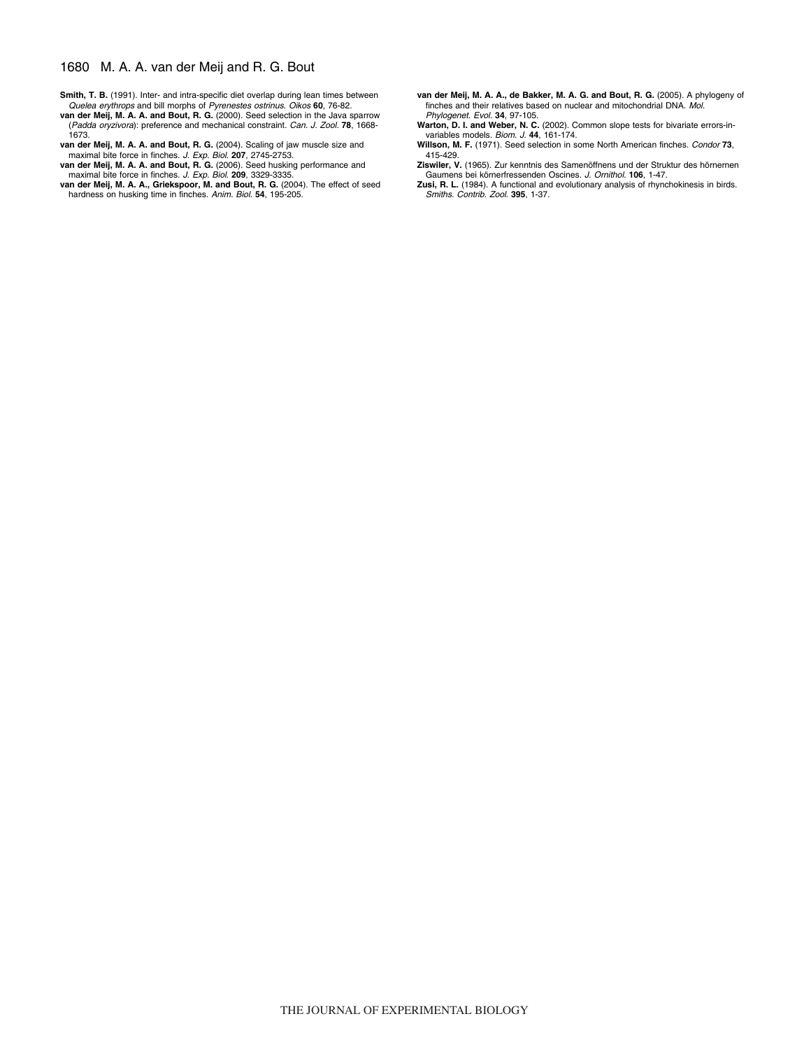**Smith, T. B.** (1991). Inter- and intra-specific diet overlap during lean times between *Quelea erythrops* and bill morphs of *Pyrenestes ostrinus*. *Oikos* **60**, 76-82.

**van der Meij, M. A. A. and Bout, R. G.** (2000). Seed selection in the Java sparrow (*Padda oryzivora*): preference and mechanical constraint. *Can. J. Zool.* **78**, 1668-1673.

**van der Meij, M. A. A. and Bout, R. G.** (2004). Scaling of jaw muscle size and maximal bite force in finches. *J. Exp. Biol.* **207**, 2745-2753.

**van der Meij, M. A. A. and Bout, R. G.** (2006). Seed husking performance and maximal bite force in finches. *J. Exp. Biol.* **209**, 3329-3335.

**van der Meij, M. A. A., Griekspoor, M. and Bout, R. G.** (2004). The effect of seed hardness on husking time in finches. *Anim. Biol.* **54**, 195-205.

**van der Meij, M. A. A., de Bakker, M. A. G. and Bout, R. G.** (2005). A phylogeny of finches and their relatives based on nuclear and mitochondrial DNA. *Mol. Phylogenet. Evol.* **34**, 97-105.

**Warton, D. I. and Weber, N. C.** (2002). Common slope tests for bivariate errors-in-variables models. *Biom. J.* **44**, 161-174.

**Willson, M. F.** (1971). Seed selection in some North American finches. *Condor* **73**, 415-429.

**Ziswiler, V.** (1965). Zur kenntnis des Samenöffnens und der Struktur des hörnernen Gaumens bei körnerfressenden Oscines. *J. Ornithol.* **106**, 1-47.

**Zusi, R. L.** (1984). A functional and evolutionary analysis of rhynchokinesis in birds. *Smiths. Contrib. Zool.* **395**, 1-37.